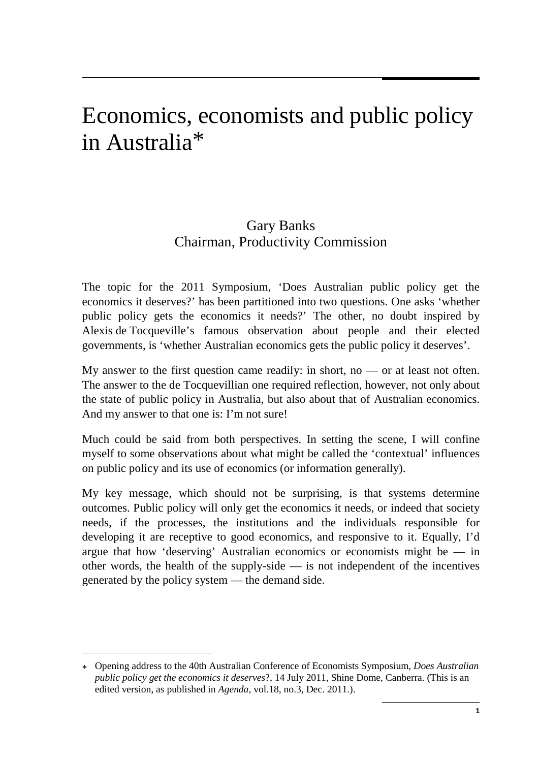# Economics, economists and public policy in Australia*

Gary Banks
Chairman, Productivity Commission

The topic for the 2011 Symposium, 'Does Australian public policy get the economics it deserves?' has been partitioned into two questions. One asks 'whether public policy gets the economics it needs?' The other, no doubt inspired by Alexis de Tocqueville's famous observation about people and their elected governments, is 'whether Australian economics gets the public policy it deserves'.

My answer to the first question came readily: in short, no — or at least not often. The answer to the de Tocquevillian one required reflection, however, not only about the state of public policy in Australia, but also about that of Australian economics. And my answer to that one is: I'm not sure!

Much could be said from both perspectives. In setting the scene, I will confine myself to some observations about what might be called the 'contextual' influences on public policy and its use of economics (or information generally).

My key message, which should not be surprising, is that systems determine outcomes. Public policy will only get the economics it needs, or indeed that society needs, if the processes, the institutions and the individuals responsible for developing it are receptive to good economics, and responsive to it. Equally, I'd argue that how 'deserving' Australian economics or economists might be — in other words, the health of the supply-side — is not independent of the incentives generated by the policy system — the demand side.

---

* Opening address to the 40th Australian Conference of Economists Symposium, *Does Australian public policy get the economics it deserves*?, 14 July 2011, Shine Dome, Canberra. (This is an edited version, as published in *Agenda*, vol.18, no.3, Dec. 2011.).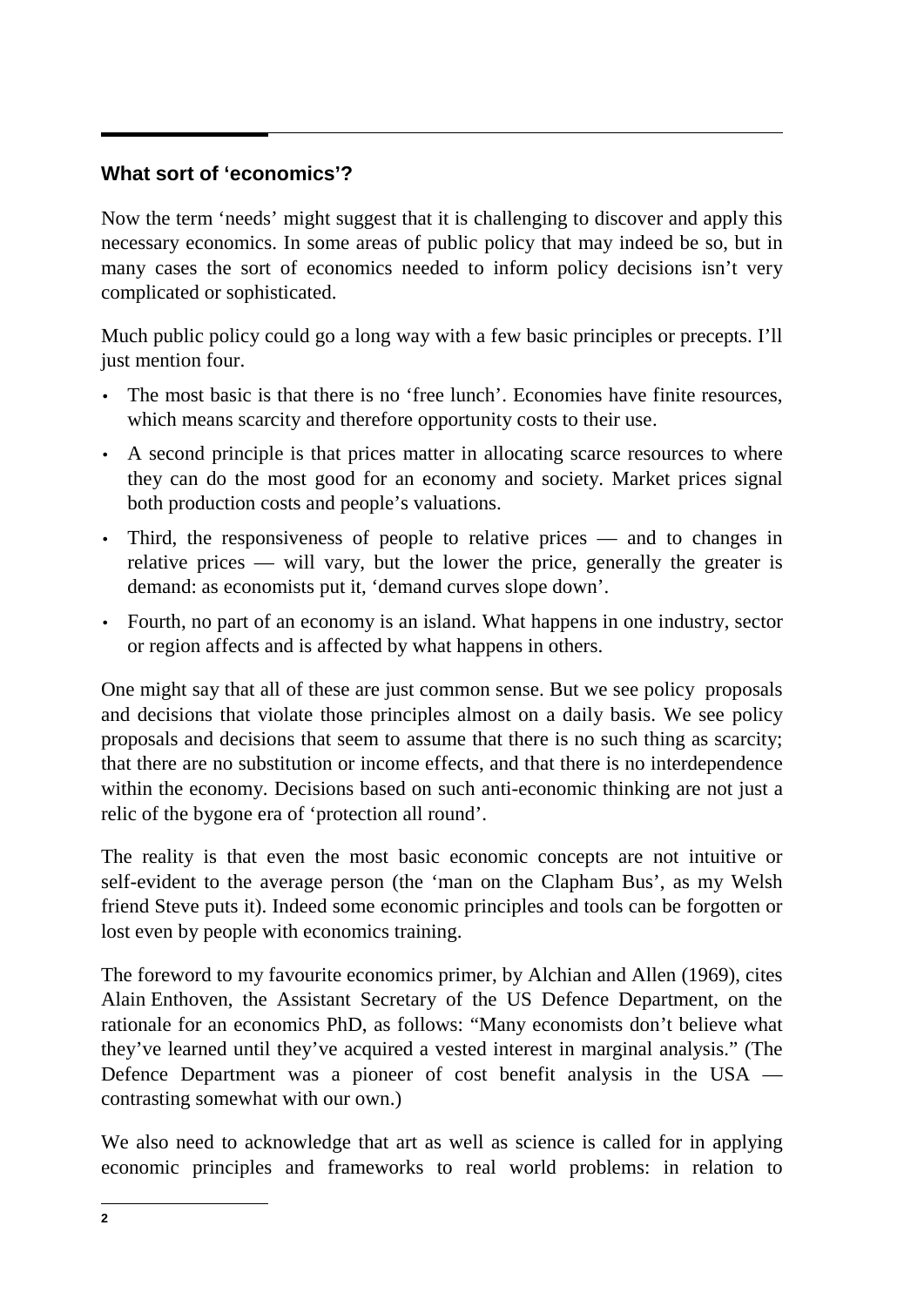## What sort of 'economics'?

Now the term 'needs' might suggest that it is challenging to discover and apply this necessary economics. In some areas of public policy that may indeed be so, but in many cases the sort of economics needed to inform policy decisions isn't very complicated or sophisticated.

Much public policy could go a long way with a few basic principles or precepts. I'll just mention four.

- The most basic is that there is no 'free lunch'. Economies have finite resources, which means scarcity and therefore opportunity costs to their use.
- A second principle is that prices matter in allocating scarce resources to where they can do the most good for an economy and society. Market prices signal both production costs and people's valuations.
- Third, the responsiveness of people to relative prices — and to changes in relative prices — will vary, but the lower the price, generally the greater is demand: as economists put it, 'demand curves slope down'.
- Fourth, no part of an economy is an island. What happens in one industry, sector or region affects and is affected by what happens in others.

One might say that all of these are just common sense. But we see policy proposals and decisions that violate those principles almost on a daily basis. We see policy proposals and decisions that seem to assume that there is no such thing as scarcity; that there are no substitution or income effects, and that there is no interdependence within the economy. Decisions based on such anti-economic thinking are not just a relic of the bygone era of 'protection all round'.

The reality is that even the most basic economic concepts are not intuitive or self-evident to the average person (the 'man on the Clapham Bus', as my Welsh friend Steve puts it). Indeed some economic principles and tools can be forgotten or lost even by people with economics training.

The foreword to my favourite economics primer, by Alchian and Allen (1969), cites Alain Enthoven, the Assistant Secretary of the US Defence Department, on the rationale for an economics PhD, as follows: "Many economists don't believe what they've learned until they've acquired a vested interest in marginal analysis." (The Defence Department was a pioneer of cost benefit analysis in the USA — contrasting somewhat with our own.)

We also need to acknowledge that art as well as science is called for in applying economic principles and frameworks to real world problems: in relation to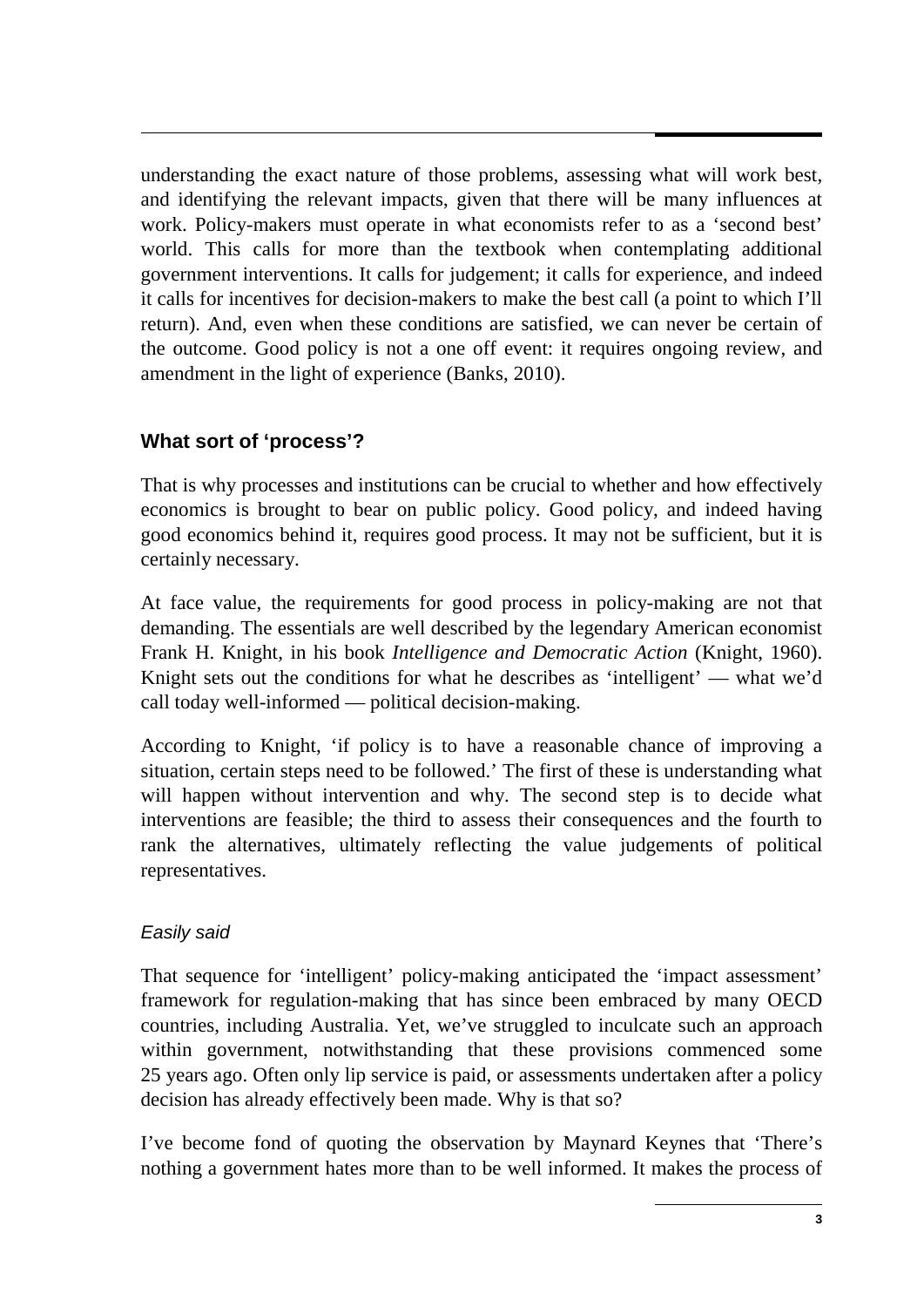understanding the exact nature of those problems, assessing what will work best, and identifying the relevant impacts, given that there will be many influences at work. Policy-makers must operate in what economists refer to as a 'second best' world. This calls for more than the textbook when contemplating additional government interventions. It calls for judgement; it calls for experience, and indeed it calls for incentives for decision-makers to make the best call (a point to which I'll return). And, even when these conditions are satisfied, we can never be certain of the outcome. Good policy is not a one off event: it requires ongoing review, and amendment in the light of experience (Banks, 2010).

## What sort of 'process'?

That is why processes and institutions can be crucial to whether and how effectively economics is brought to bear on public policy. Good policy, and indeed having good economics behind it, requires good process. It may not be sufficient, but it is certainly necessary.

At face value, the requirements for good process in policy-making are not that demanding. The essentials are well described by the legendary American economist Frank H. Knight, in his book *Intelligence and Democratic Action* (Knight, 1960). Knight sets out the conditions for what he describes as 'intelligent' — what we'd call today well-informed — political decision-making.

According to Knight, 'if policy is to have a reasonable chance of improving a situation, certain steps need to be followed.' The first of these is understanding what will happen without intervention and why. The second step is to decide what interventions are feasible; the third to assess their consequences and the fourth to rank the alternatives, ultimately reflecting the value judgements of political representatives.

### *Easily said*

That sequence for 'intelligent' policy-making anticipated the 'impact assessment' framework for regulation-making that has since been embraced by many OECD countries, including Australia. Yet, we've struggled to inculcate such an approach within government, notwithstanding that these provisions commenced some 25 years ago. Often only lip service is paid, or assessments undertaken after a policy decision has already effectively been made. Why is that so?

I've become fond of quoting the observation by Maynard Keynes that 'There's nothing a government hates more than to be well informed. It makes the process of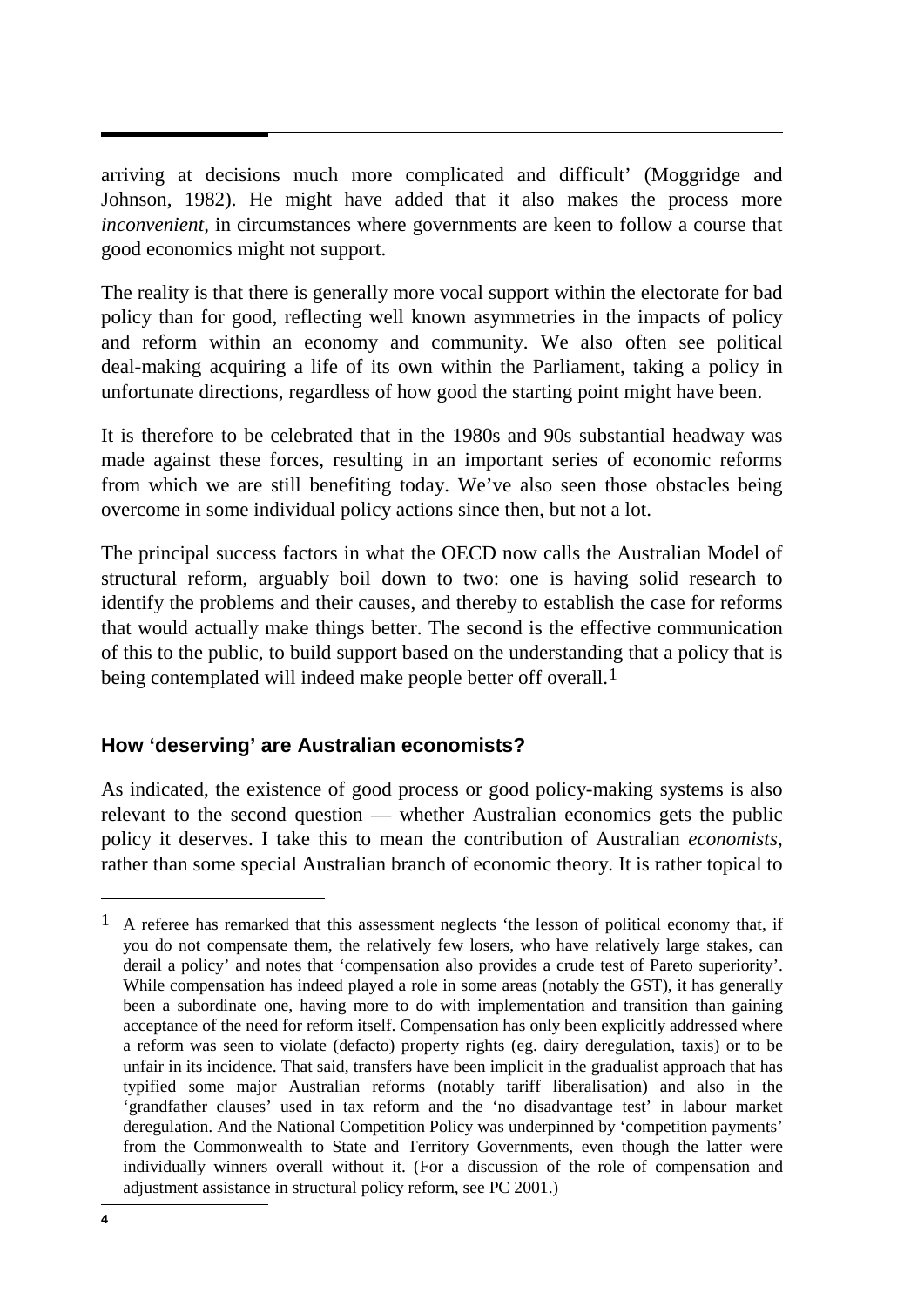arriving at decisions much more complicated and difficult' (Moggridge and Johnson, 1982). He might have added that it also makes the process more *inconvenient*, in circumstances where governments are keen to follow a course that good economics might not support.

The reality is that there is generally more vocal support within the electorate for bad policy than for good, reflecting well known asymmetries in the impacts of policy and reform within an economy and community. We also often see political deal-making acquiring a life of its own within the Parliament, taking a policy in unfortunate directions, regardless of how good the starting point might have been.

It is therefore to be celebrated that in the 1980s and 90s substantial headway was made against these forces, resulting in an important series of economic reforms from which we are still benefiting today. We've also seen those obstacles being overcome in some individual policy actions since then, but not a lot.

The principal success factors in what the OECD now calls the Australian Model of structural reform, arguably boil down to two: one is having solid research to identify the problems and their causes, and thereby to establish the case for reforms that would actually make things better. The second is the effective communication of this to the public, to build support based on the understanding that a policy that is being contemplated will indeed make people better off overall.[1]

## How 'deserving' are Australian economists?

As indicated, the existence of good process or good policy-making systems is also relevant to the second question — whether Australian economics gets the public policy it deserves. I take this to mean the contribution of Australian *economists*, rather than some special Australian branch of economic theory. It is rather topical to

[1] A referee has remarked that this assessment neglects 'the lesson of political economy that, if you do not compensate them, the relatively few losers, who have relatively large stakes, can derail a policy' and notes that 'compensation also provides a crude test of Pareto superiority'. While compensation has indeed played a role in some areas (notably the GST), it has generally been a subordinate one, having more to do with implementation and transition than gaining acceptance of the need for reform itself. Compensation has only been explicitly addressed where a reform was seen to violate (defacto) property rights (eg. dairy deregulation, taxis) or to be unfair in its incidence. That said, transfers have been implicit in the gradualist approach that has typified some major Australian reforms (notably tariff liberalisation) and also in the 'grandfather clauses' used in tax reform and the 'no disadvantage test' in labour market deregulation. And the National Competition Policy was underpinned by 'competition payments' from the Commonwealth to State and Territory Governments, even though the latter were individually winners overall without it. (For a discussion of the role of compensation and adjustment assistance in structural policy reform, see PC 2001.)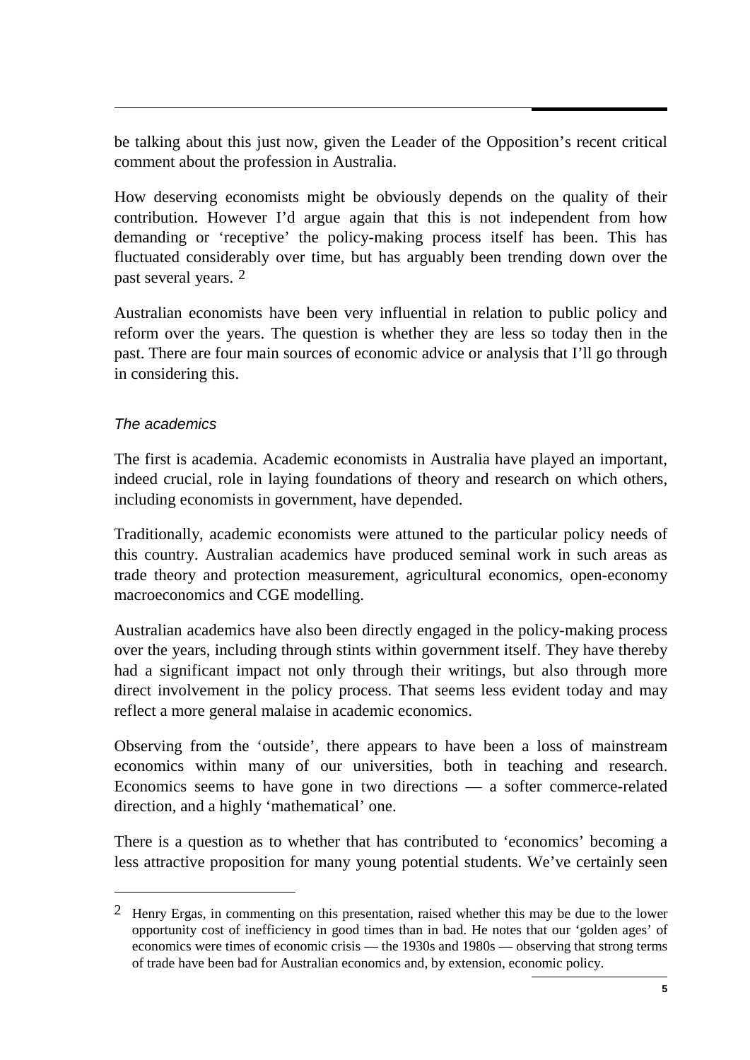be talking about this just now, given the Leader of the Opposition's recent critical comment about the profession in Australia.

How deserving economists might be obviously depends on the quality of their contribution. However I'd argue again that this is not independent from how demanding or 'receptive' the policy-making process itself has been. This has fluctuated considerably over time, but has arguably been trending down over the past several years. [2]

Australian economists have been very influential in relation to public policy and reform over the years. The question is whether they are less so today then in the past. There are four main sources of economic advice or analysis that I'll go through in considering this.

### *The academics*

The first is academia. Academic economists in Australia have played an important, indeed crucial, role in laying foundations of theory and research on which others, including economists in government, have depended.

Traditionally, academic economists were attuned to the particular policy needs of this country. Australian academics have produced seminal work in such areas as trade theory and protection measurement, agricultural economics, open-economy macroeconomics and CGE modelling.

Australian academics have also been directly engaged in the policy-making process over the years, including through stints within government itself. They have thereby had a significant impact not only through their writings, but also through more direct involvement in the policy process. That seems less evident today and may reflect a more general malaise in academic economics.

Observing from the 'outside', there appears to have been a loss of mainstream economics within many of our universities, both in teaching and research. Economics seems to have gone in two directions — a softer commerce-related direction, and a highly 'mathematical' one.

There is a question as to whether that has contributed to 'economics' becoming a less attractive proposition for many young potential students. We've certainly seen

---

[2] Henry Ergas, in commenting on this presentation, raised whether this may be due to the lower opportunity cost of inefficiency in good times than in bad. He notes that our 'golden ages' of economics were times of economic crisis — the 1930s and 1980s — observing that strong terms of trade have been bad for Australian economics and, by extension, economic policy.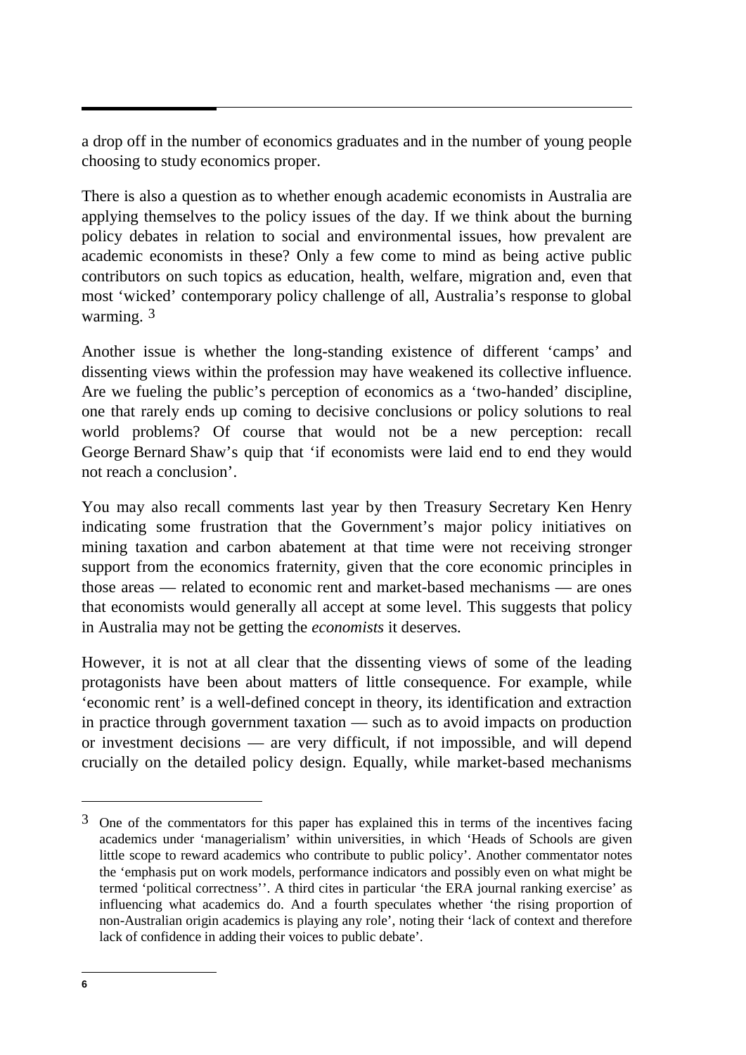a drop off in the number of economics graduates and in the number of young people choosing to study economics proper.

There is also a question as to whether enough academic economists in Australia are applying themselves to the policy issues of the day. If we think about the burning policy debates in relation to social and environmental issues, how prevalent are academic economists in these? Only a few come to mind as being active public contributors on such topics as education, health, welfare, migration and, even that most 'wicked' contemporary policy challenge of all, Australia's response to global warming. [3]

Another issue is whether the long-standing existence of different 'camps' and dissenting views within the profession may have weakened its collective influence. Are we fueling the public's perception of economics as a 'two-handed' discipline, one that rarely ends up coming to decisive conclusions or policy solutions to real world problems? Of course that would not be a new perception: recall George Bernard Shaw's quip that 'if economists were laid end to end they would not reach a conclusion'.

You may also recall comments last year by then Treasury Secretary Ken Henry indicating some frustration that the Government's major policy initiatives on mining taxation and carbon abatement at that time were not receiving stronger support from the economics fraternity, given that the core economic principles in those areas — related to economic rent and market-based mechanisms — are ones that economists would generally all accept at some level. This suggests that policy in Australia may not be getting the *economists* it deserves.

However, it is not at all clear that the dissenting views of some of the leading protagonists have been about matters of little consequence. For example, while 'economic rent' is a well-defined concept in theory, its identification and extraction in practice through government taxation — such as to avoid impacts on production or investment decisions — are very difficult, if not impossible, and will depend crucially on the detailed policy design. Equally, while market-based mechanisms

---

[3] One of the commentators for this paper has explained this in terms of the incentives facing academics under 'managerialism' within universities, in which 'Heads of Schools are given little scope to reward academics who contribute to public policy'. Another commentator notes the 'emphasis put on work models, performance indicators and possibly even on what might be termed 'political correctness''. A third cites in particular 'the ERA journal ranking exercise' as influencing what academics do. And a fourth speculates whether 'the rising proportion of non-Australian origin academics is playing any role', noting their 'lack of context and therefore lack of confidence in adding their voices to public debate'.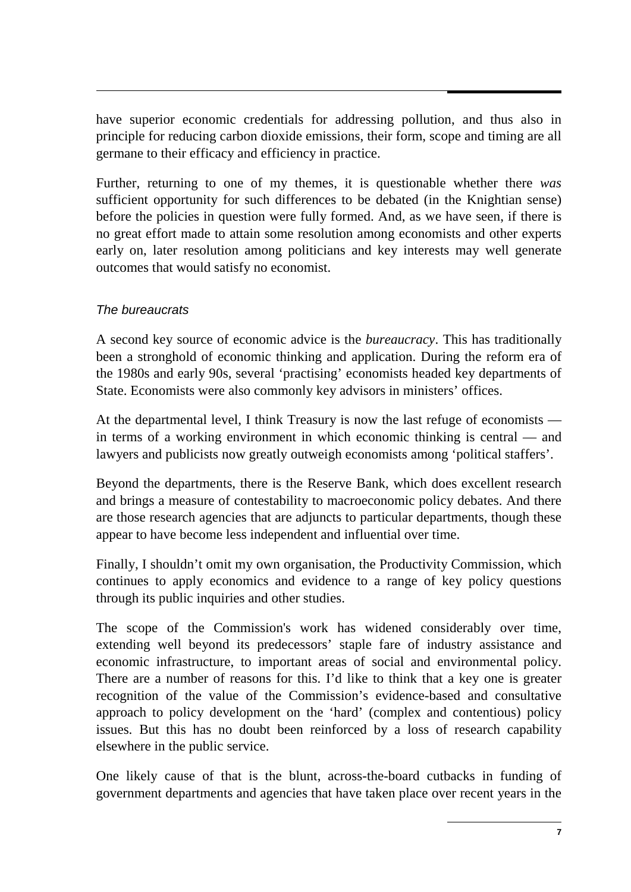have superior economic credentials for addressing pollution, and thus also in principle for reducing carbon dioxide emissions, their form, scope and timing are all germane to their efficacy and efficiency in practice.

Further, returning to one of my themes, it is questionable whether there *was* sufficient opportunity for such differences to be debated (in the Knightian sense) before the policies in question were fully formed. And, as we have seen, if there is no great effort made to attain some resolution among economists and other experts early on, later resolution among politicians and key interests may well generate outcomes that would satisfy no economist.

### *The bureaucrats*

A second key source of economic advice is the *bureaucracy*. This has traditionally been a stronghold of economic thinking and application. During the reform era of the 1980s and early 90s, several 'practising' economists headed key departments of State. Economists were also commonly key advisors in ministers' offices.

At the departmental level, I think Treasury is now the last refuge of economists — in terms of a working environment in which economic thinking is central — and lawyers and publicists now greatly outweigh economists among 'political staffers'.

Beyond the departments, there is the Reserve Bank, which does excellent research and brings a measure of contestability to macroeconomic policy debates. And there are those research agencies that are adjuncts to particular departments, though these appear to have become less independent and influential over time.

Finally, I shouldn't omit my own organisation, the Productivity Commission, which continues to apply economics and evidence to a range of key policy questions through its public inquiries and other studies.

The scope of the Commission's work has widened considerably over time, extending well beyond its predecessors' staple fare of industry assistance and economic infrastructure, to important areas of social and environmental policy. There are a number of reasons for this. I'd like to think that a key one is greater recognition of the value of the Commission's evidence-based and consultative approach to policy development on the 'hard' (complex and contentious) policy issues. But this has no doubt been reinforced by a loss of research capability elsewhere in the public service.

One likely cause of that is the blunt, across-the-board cutbacks in funding of government departments and agencies that have taken place over recent years in the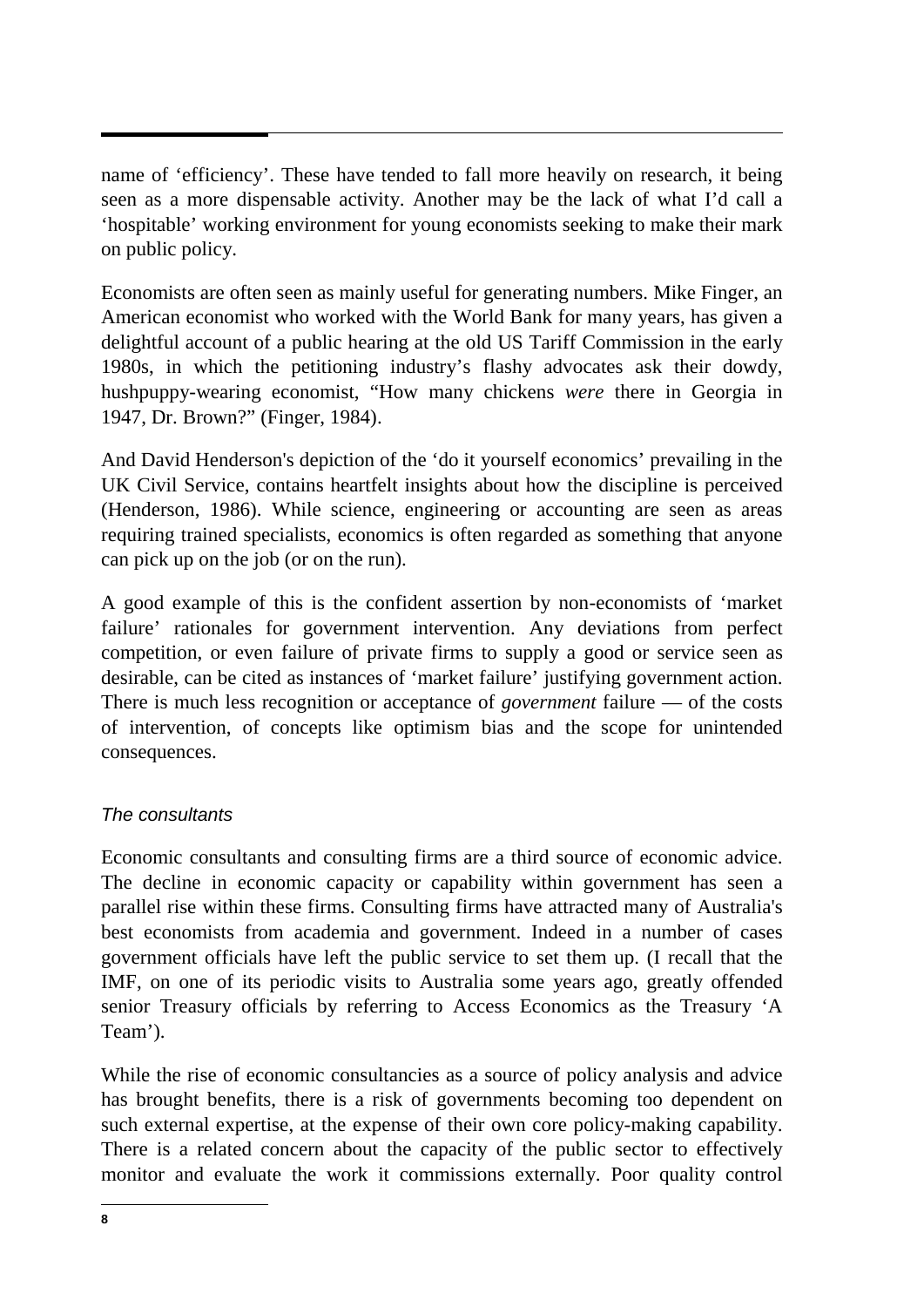name of 'efficiency'. These have tended to fall more heavily on research, it being seen as a more dispensable activity. Another may be the lack of what I'd call a 'hospitable' working environment for young economists seeking to make their mark on public policy.

Economists are often seen as mainly useful for generating numbers. Mike Finger, an American economist who worked with the World Bank for many years, has given a delightful account of a public hearing at the old US Tariff Commission in the early 1980s, in which the petitioning industry's flashy advocates ask their dowdy, hushpuppy-wearing economist, "How many chickens *were* there in Georgia in 1947, Dr. Brown?" (Finger, 1984).

And David Henderson's depiction of the 'do it yourself economics' prevailing in the UK Civil Service, contains heartfelt insights about how the discipline is perceived (Henderson, 1986). While science, engineering or accounting are seen as areas requiring trained specialists, economics is often regarded as something that anyone can pick up on the job (or on the run).

A good example of this is the confident assertion by non-economists of 'market failure' rationales for government intervention. Any deviations from perfect competition, or even failure of private firms to supply a good or service seen as desirable, can be cited as instances of 'market failure' justifying government action. There is much less recognition or acceptance of *government* failure — of the costs of intervention, of concepts like optimism bias and the scope for unintended consequences.

### *The consultants*

Economic consultants and consulting firms are a third source of economic advice. The decline in economic capacity or capability within government has seen a parallel rise within these firms. Consulting firms have attracted many of Australia's best economists from academia and government. Indeed in a number of cases government officials have left the public service to set them up. (I recall that the IMF, on one of its periodic visits to Australia some years ago, greatly offended senior Treasury officials by referring to Access Economics as the Treasury 'A Team').

While the rise of economic consultancies as a source of policy analysis and advice has brought benefits, there is a risk of governments becoming too dependent on such external expertise, at the expense of their own core policy-making capability. There is a related concern about the capacity of the public sector to effectively monitor and evaluate the work it commissions externally. Poor quality control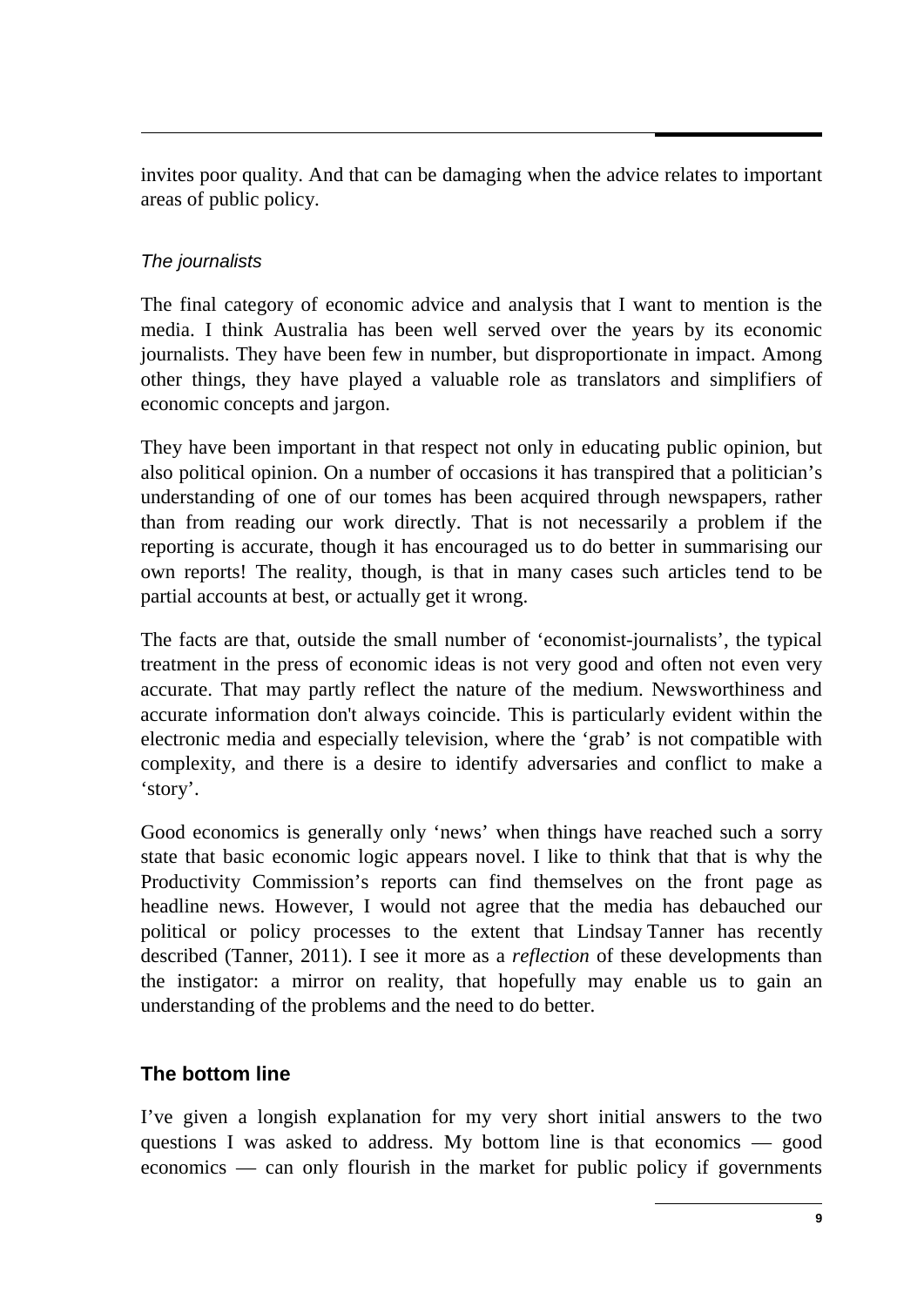invites poor quality. And that can be damaging when the advice relates to important areas of public policy.

### *The journalists*

The final category of economic advice and analysis that I want to mention is the media. I think Australia has been well served over the years by its economic journalists. They have been few in number, but disproportionate in impact. Among other things, they have played a valuable role as translators and simplifiers of economic concepts and jargon.

They have been important in that respect not only in educating public opinion, but also political opinion. On a number of occasions it has transpired that a politician's understanding of one of our tomes has been acquired through newspapers, rather than from reading our work directly. That is not necessarily a problem if the reporting is accurate, though it has encouraged us to do better in summarising our own reports! The reality, though, is that in many cases such articles tend to be partial accounts at best, or actually get it wrong.

The facts are that, outside the small number of 'economist-journalists', the typical treatment in the press of economic ideas is not very good and often not even very accurate. That may partly reflect the nature of the medium. Newsworthiness and accurate information don't always coincide. This is particularly evident within the electronic media and especially television, where the 'grab' is not compatible with complexity, and there is a desire to identify adversaries and conflict to make a 'story'.

Good economics is generally only 'news' when things have reached such a sorry state that basic economic logic appears novel. I like to think that that is why the Productivity Commission's reports can find themselves on the front page as headline news. However, I would not agree that the media has debauched our political or policy processes to the extent that Lindsay Tanner has recently described (Tanner, 2011). I see it more as a *reflection* of these developments than the instigator: a mirror on reality, that hopefully may enable us to gain an understanding of the problems and the need to do better.

## The bottom line

I've given a longish explanation for my very short initial answers to the two questions I was asked to address. My bottom line is that economics — good economics — can only flourish in the market for public policy if governments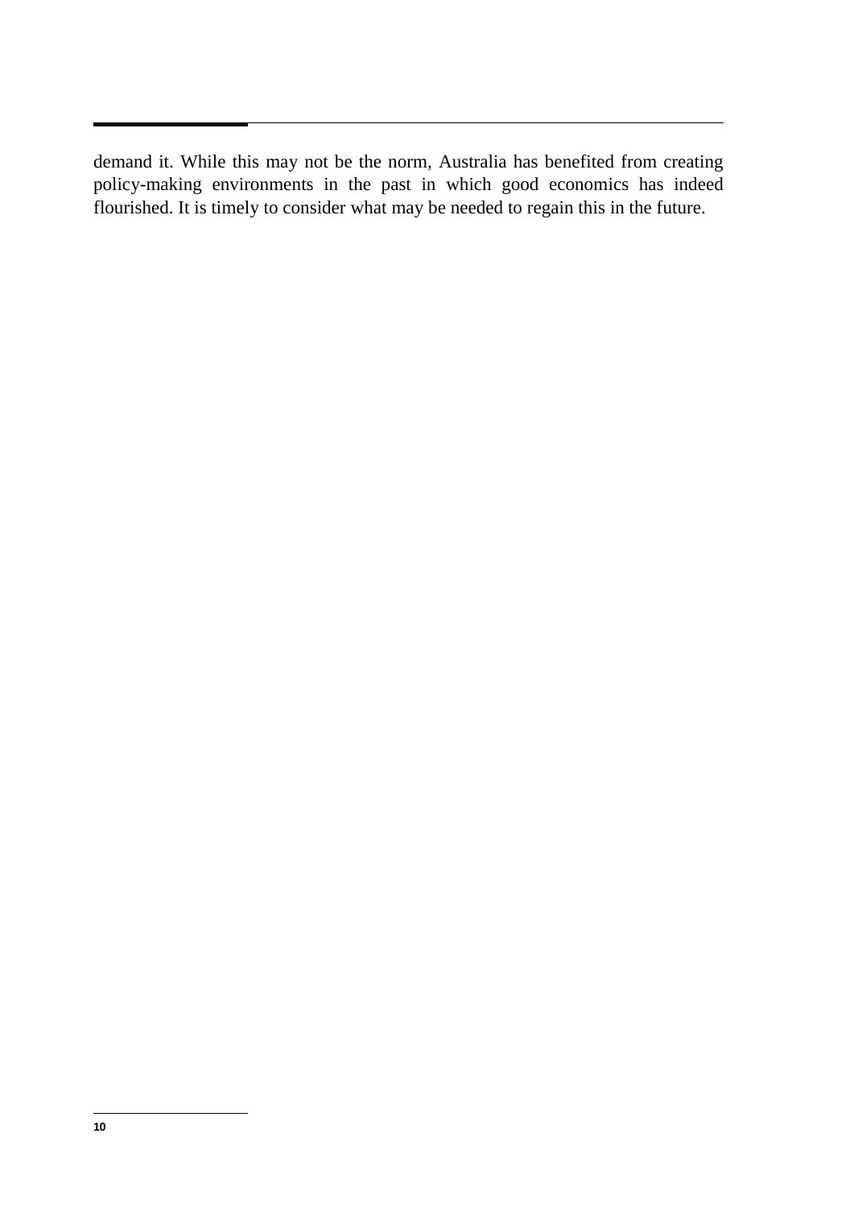demand it. While this may not be the norm, Australia has benefited from creating policy-making environments in the past in which good economics has indeed flourished. It is timely to consider what may be needed to regain this in the future.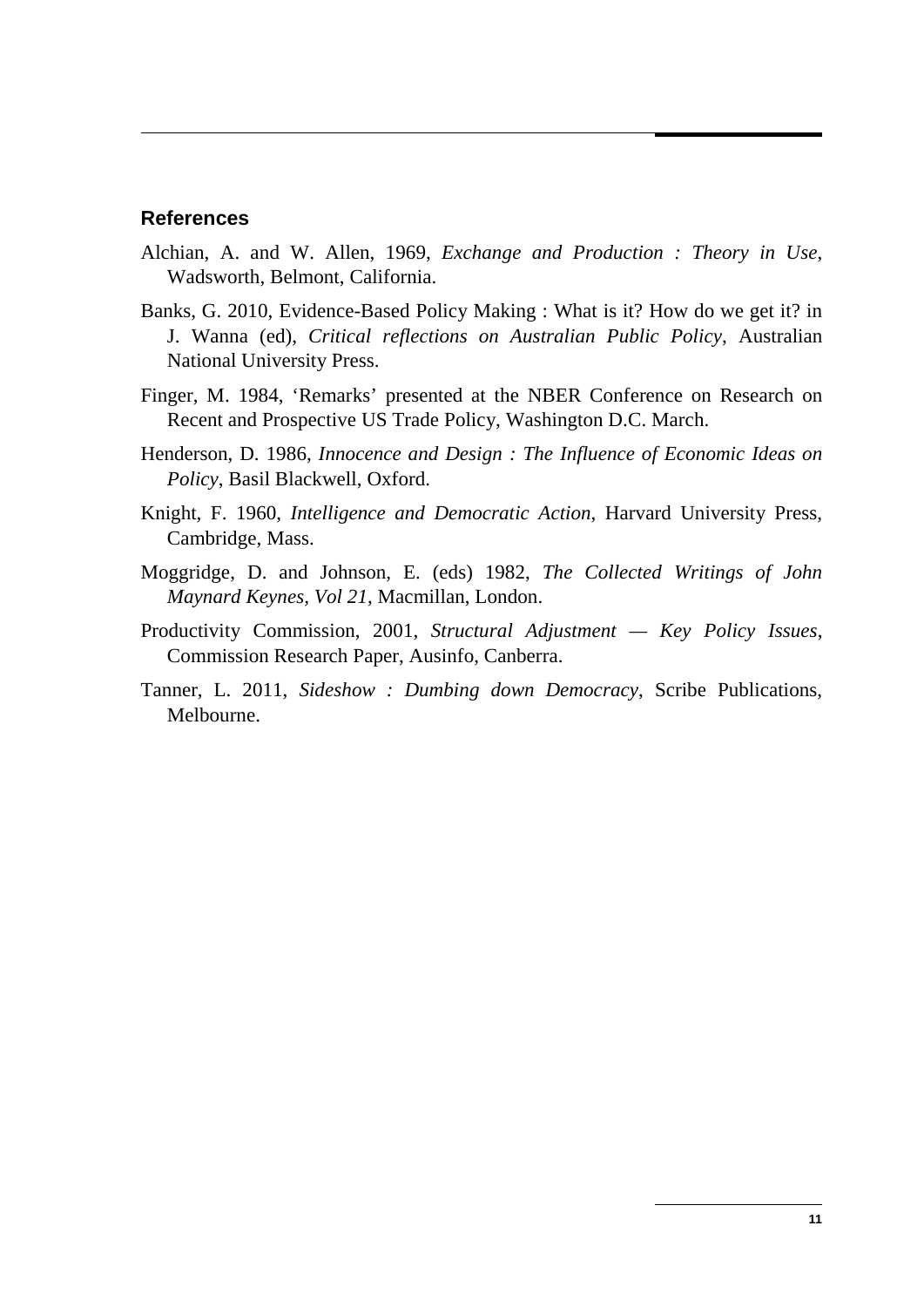## References

Alchian, A. and W. Allen, 1969, *Exchange and Production : Theory in Use*, Wadsworth, Belmont, California.

Banks, G. 2010, Evidence-Based Policy Making : What is it? How do we get it? in J. Wanna (ed), *Critical reflections on Australian Public Policy*, Australian National University Press.

Finger, M. 1984, 'Remarks' presented at the NBER Conference on Research on Recent and Prospective US Trade Policy, Washington D.C. March.

Henderson, D. 1986, *Innocence and Design : The Influence of Economic Ideas on Policy*, Basil Blackwell, Oxford.

Knight, F. 1960, *Intelligence and Democratic Action*, Harvard University Press, Cambridge, Mass.

Moggridge, D. and Johnson, E. (eds) 1982, *The Collected Writings of John Maynard Keynes, Vol 21*, Macmillan, London.

Productivity Commission, 2001, *Structural Adjustment — Key Policy Issues*, Commission Research Paper, Ausinfo, Canberra.

Tanner, L. 2011, *Sideshow : Dumbing down Democracy*, Scribe Publications, Melbourne.